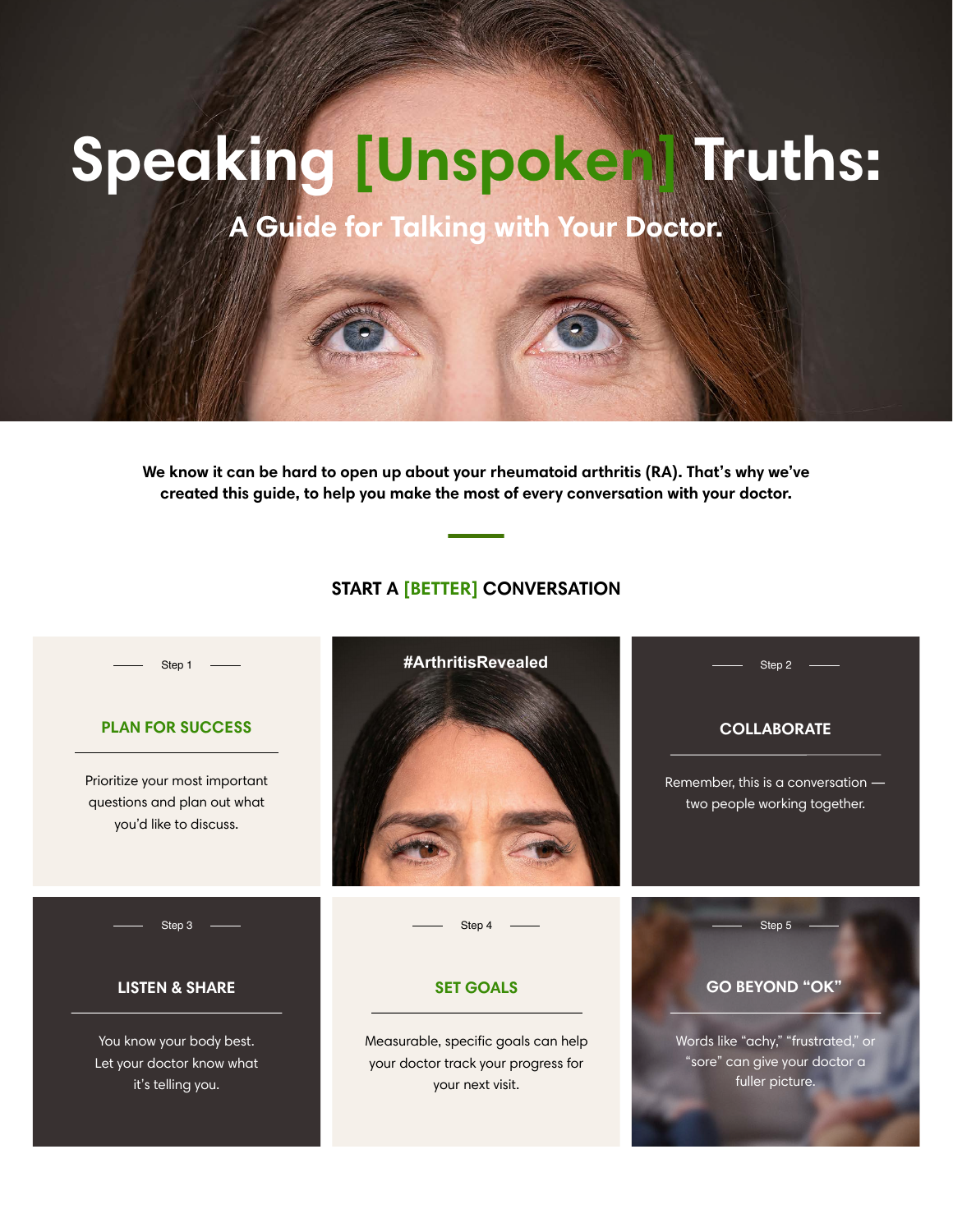# Speaking [Unspoken] Truths:

## A Guide for Talking with Your Doctor.

**We know it can be hard to open up about your rheumatoid arthritis (RA). That's why we've created this guide, to help you make the most of every conversation with your doctor.**

## START A [BETTER] CONVERSATION

#ArthritisRevealed

### Step 1 — PLAN FOR SUCCESS

Prioritize your most important questions and plan out what you'd like to discuss.

### Step 2 — COLLABORATE

Remember, this is a conversation — two people working together.

### Step 3 — LISTEN & SHARE

You know your body best. Let your doctor know what it's telling you.

### Step 4 — SET GOALS

Measurable, specific goals can help your doctor track your progress for your next visit.

### Step 5 — GO BEYOND "OK"

Words like "achy," "frustrated," or "sore" can give your doctor a fuller picture.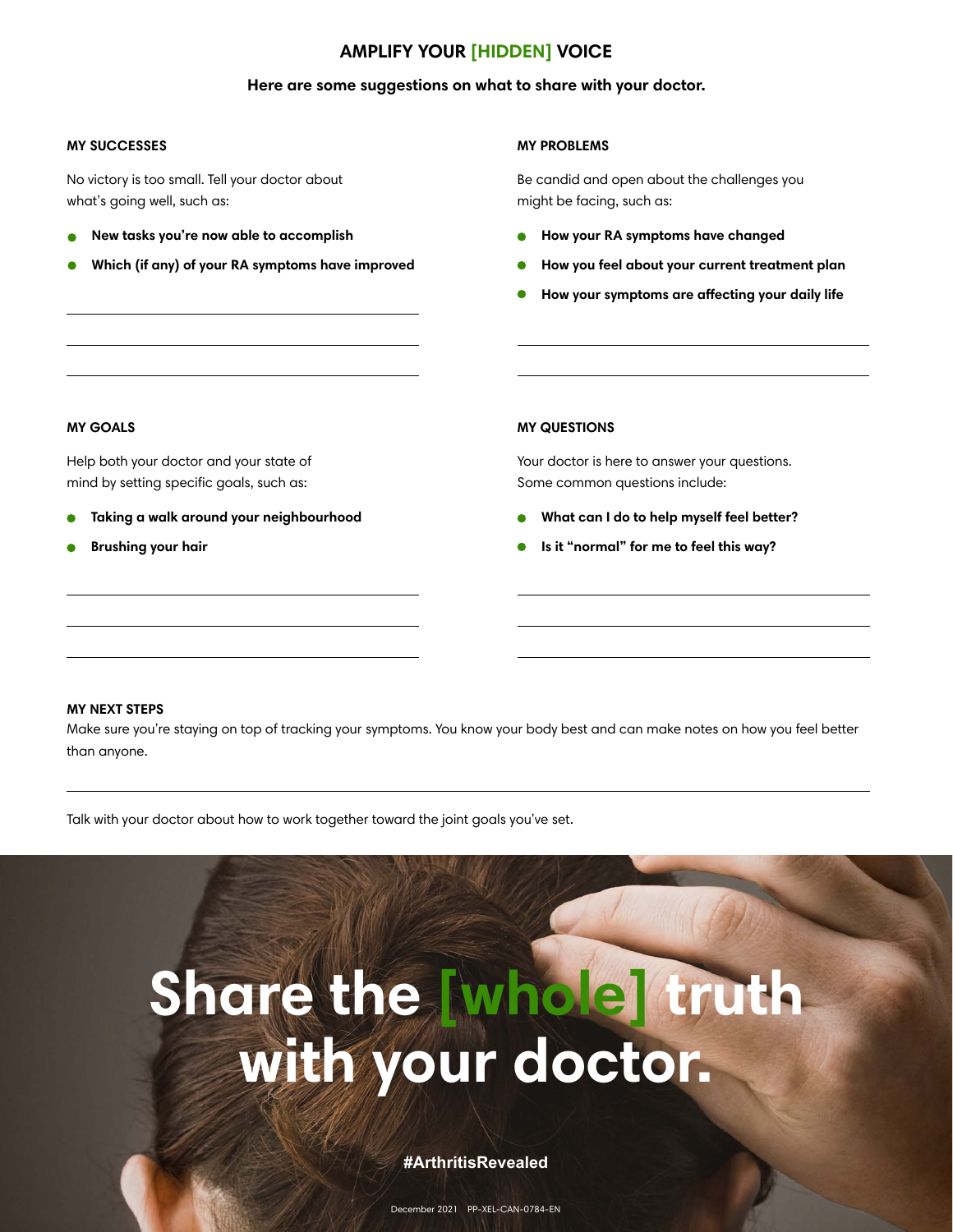## AMPLIFY YOUR [HIDDEN] VOICE

**Here are some suggestions on what to share with your doctor.**

### MY SUCCESSES

No victory is too small. Tell your doctor about what's going well, such as:

- **New tasks you're now able to accomplish**
- **Which (if any) of your RA symptoms have improved**

### MY PROBLEMS

Be candid and open about the challenges you might be facing, such as:

- **How your RA symptoms have changed**
- **How you feel about your current treatment plan**
- **How your symptoms are affecting your daily life**

### MY GOALS

Help both your doctor and your state of mind by setting specific goals, such as:

- **Taking a walk around your neighbourhood**
- **Brushing your hair**

### MY QUESTIONS

Your doctor is here to answer your questions. Some common questions include:

- **What can I do to help myself feel better?**
- **Is it "normal" for me to feel this way?**

### MY NEXT STEPS

Make sure you're staying on top of tracking your symptoms. You know your body best and can make notes on how you feel better than anyone.

Talk with your doctor about how to work together toward the joint goals you've set.

# Share the [whole] truth with your doctor.

#ArthritisRevealed

December 2021 PP-XEL-CAN-0784-EN